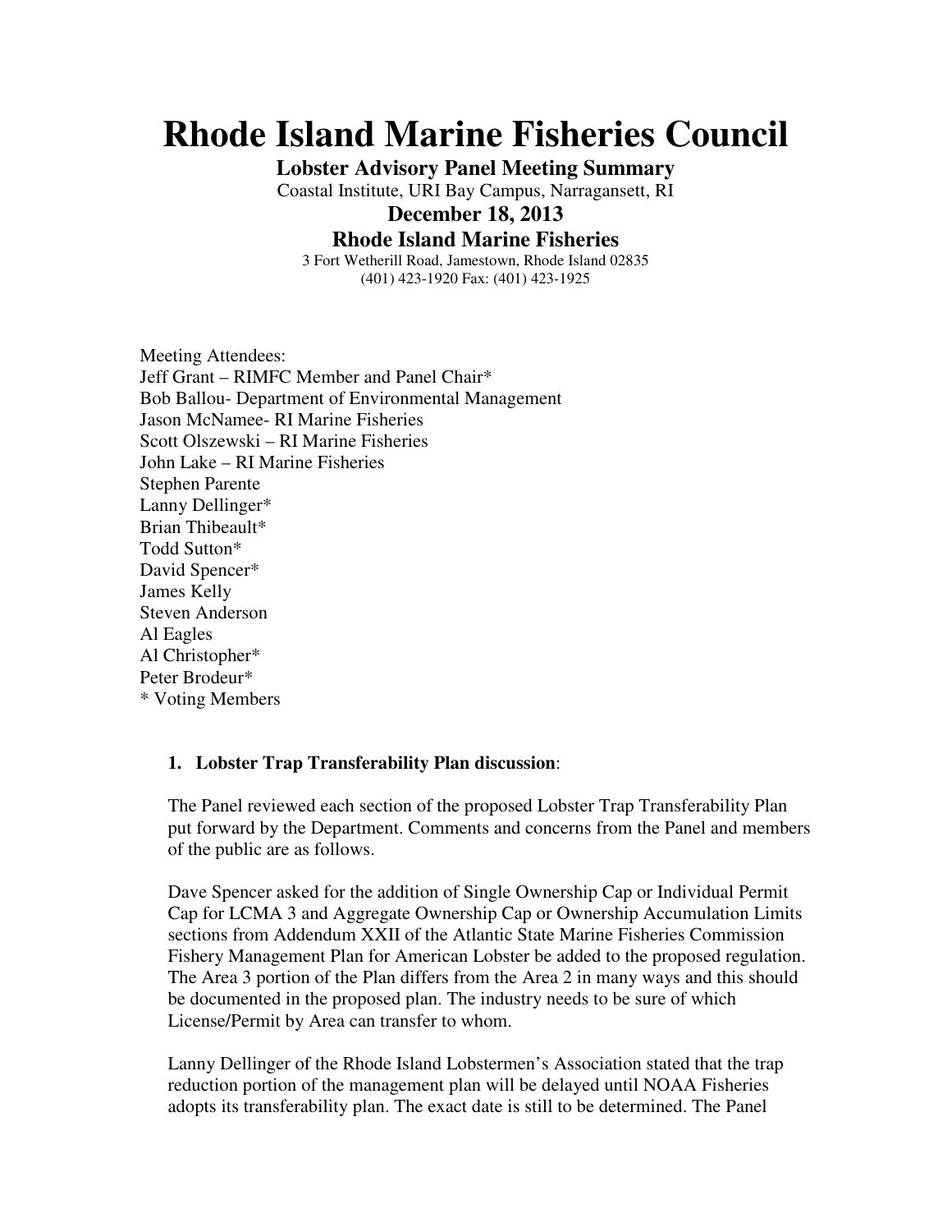# Rhode Island Marine Fisheries Council

**Lobster Advisory Panel Meeting Summary**

Coastal Institute, URI Bay Campus, Narragansett, RI

**December 18, 2013**

**Rhode Island Marine Fisheries**

3 Fort Wetherill Road, Jamestown, Rhode Island 02835
(401) 423-1920 Fax: (401) 423-1925

Meeting Attendees:
Jeff Grant – RIMFC Member and Panel Chair*
Bob Ballou- Department of Environmental Management
Jason McNamee- RI Marine Fisheries
Scott Olszewski – RI Marine Fisheries
John Lake – RI Marine Fisheries
Stephen Parente
Lanny Dellinger*
Brian Thibeault*
Todd Sutton*
David Spencer*
James Kelly
Steven Anderson
Al Eagles
Al Christopher*
Peter Brodeur*
* Voting Members

1. **Lobster Trap Transferability Plan discussion**:

The Panel reviewed each section of the proposed Lobster Trap Transferability Plan put forward by the Department. Comments and concerns from the Panel and members of the public are as follows.

Dave Spencer asked for the addition of Single Ownership Cap or Individual Permit Cap for LCMA 3 and Aggregate Ownership Cap or Ownership Accumulation Limits sections from Addendum XXII of the Atlantic State Marine Fisheries Commission Fishery Management Plan for American Lobster be added to the proposed regulation. The Area 3 portion of the Plan differs from the Area 2 in many ways and this should be documented in the proposed plan. The industry needs to be sure of which License/Permit by Area can transfer to whom.

Lanny Dellinger of the Rhode Island Lobstermen's Association stated that the trap reduction portion of the management plan will be delayed until NOAA Fisheries adopts its transferability plan. The exact date is still to be determined. The Panel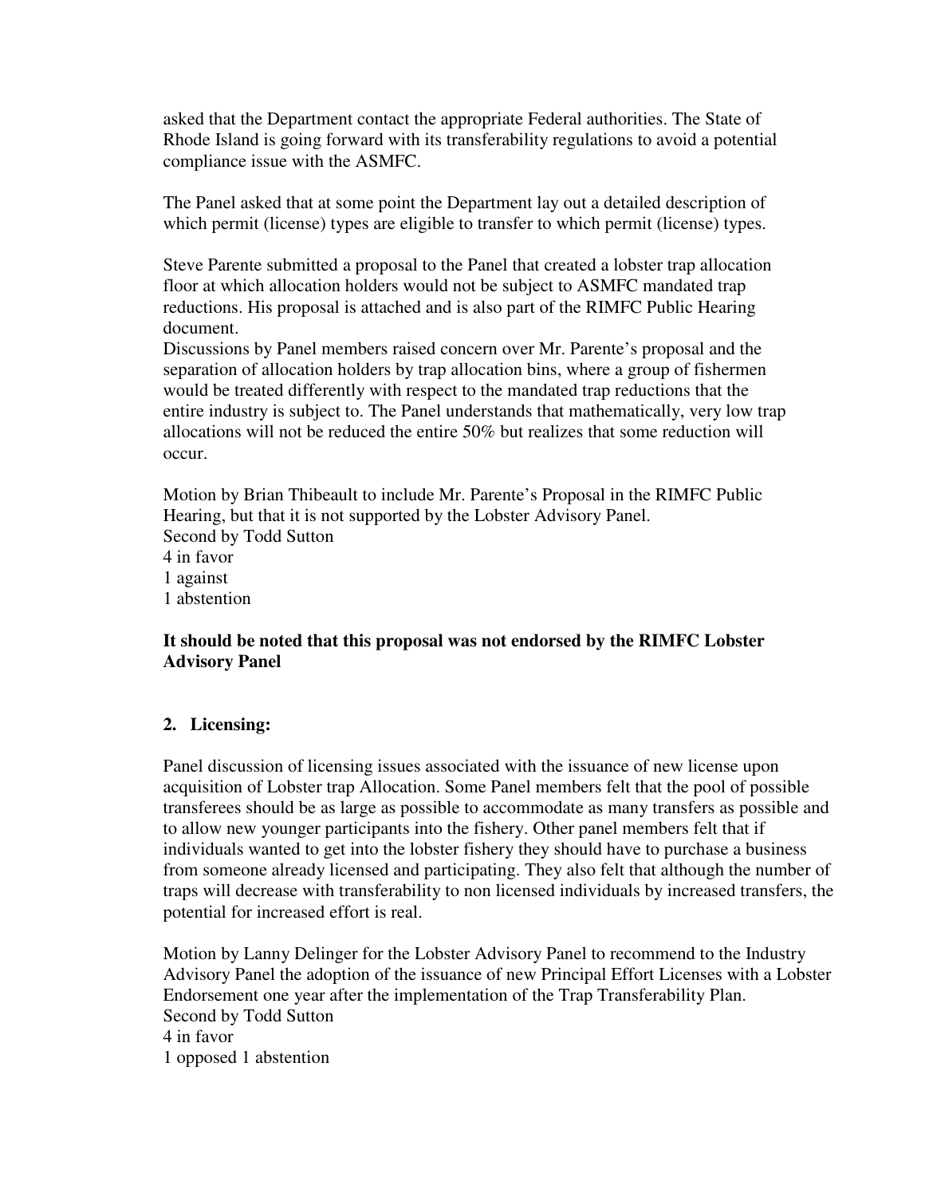asked that the Department contact the appropriate Federal authorities. The State of Rhode Island is going forward with its transferability regulations to avoid a potential compliance issue with the ASMFC.

The Panel asked that at some point the Department lay out a detailed description of which permit (license) types are eligible to transfer to which permit (license) types.

Steve Parente submitted a proposal to the Panel that created a lobster trap allocation floor at which allocation holders would not be subject to ASMFC mandated trap reductions. His proposal is attached and is also part of the RIMFC Public Hearing document.
Discussions by Panel members raised concern over Mr. Parente's proposal and the separation of allocation holders by trap allocation bins, where a group of fishermen would be treated differently with respect to the mandated trap reductions that the entire industry is subject to. The Panel understands that mathematically, very low trap allocations will not be reduced the entire 50% but realizes that some reduction will occur.

Motion by Brian Thibeault to include Mr. Parente's Proposal in the RIMFC Public Hearing, but that it is not supported by the Lobster Advisory Panel.
Second by Todd Sutton
4 in favor
1 against
1 abstention

**It should be noted that this proposal was not endorsed by the RIMFC Lobster Advisory Panel**

## 2. Licensing:

Panel discussion of licensing issues associated with the issuance of new license upon acquisition of Lobster trap Allocation. Some Panel members felt that the pool of possible transferees should be as large as possible to accommodate as many transfers as possible and to allow new younger participants into the fishery. Other panel members felt that if individuals wanted to get into the lobster fishery they should have to purchase a business from someone already licensed and participating. They also felt that although the number of traps will decrease with transferability to non licensed individuals by increased transfers, the potential for increased effort is real.

Motion by Lanny Delinger for the Lobster Advisory Panel to recommend to the Industry Advisory Panel the adoption of the issuance of new Principal Effort Licenses with a Lobster Endorsement one year after the implementation of the Trap Transferability Plan.
Second by Todd Sutton
4 in favor
1 opposed 1 abstention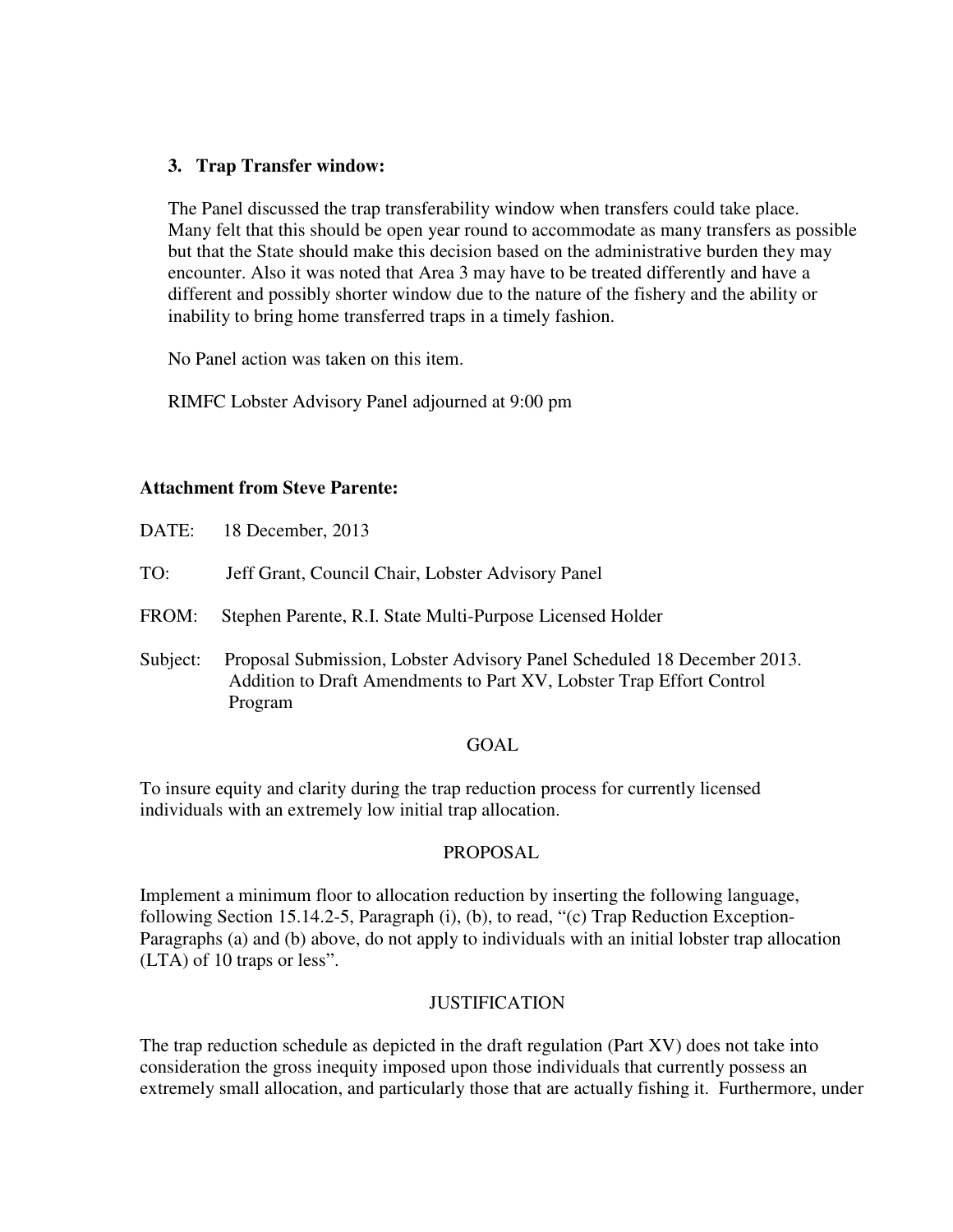3. **Trap Transfer window:**

   The Panel discussed the trap transferability window when transfers could take place. Many felt that this should be open year round to accommodate as many transfers as possible but that the State should make this decision based on the administrative burden they may encounter. Also it was noted that Area 3 may have to be treated differently and have a different and possibly shorter window due to the nature of the fishery and the ability or inability to bring home transferred traps in a timely fashion.

   No Panel action was taken on this item.

   RIMFC Lobster Advisory Panel adjourned at 9:00 pm

**Attachment from Steve Parente:**

DATE: 18 December, 2013

TO: Jeff Grant, Council Chair, Lobster Advisory Panel

FROM: Stephen Parente, R.I. State Multi-Purpose Licensed Holder

Subject: Proposal Submission, Lobster Advisory Panel Scheduled 18 December 2013. Addition to Draft Amendments to Part XV, Lobster Trap Effort Control Program

GOAL

To insure equity and clarity during the trap reduction process for currently licensed individuals with an extremely low initial trap allocation.

PROPOSAL

Implement a minimum floor to allocation reduction by inserting the following language, following Section 15.14.2-5, Paragraph (i), (b), to read, "(c) Trap Reduction Exception- Paragraphs (a) and (b) above, do not apply to individuals with an initial lobster trap allocation (LTA) of 10 traps or less".

JUSTIFICATION

The trap reduction schedule as depicted in the draft regulation (Part XV) does not take into consideration the gross inequity imposed upon those individuals that currently possess an extremely small allocation, and particularly those that are actually fishing it. Furthermore, under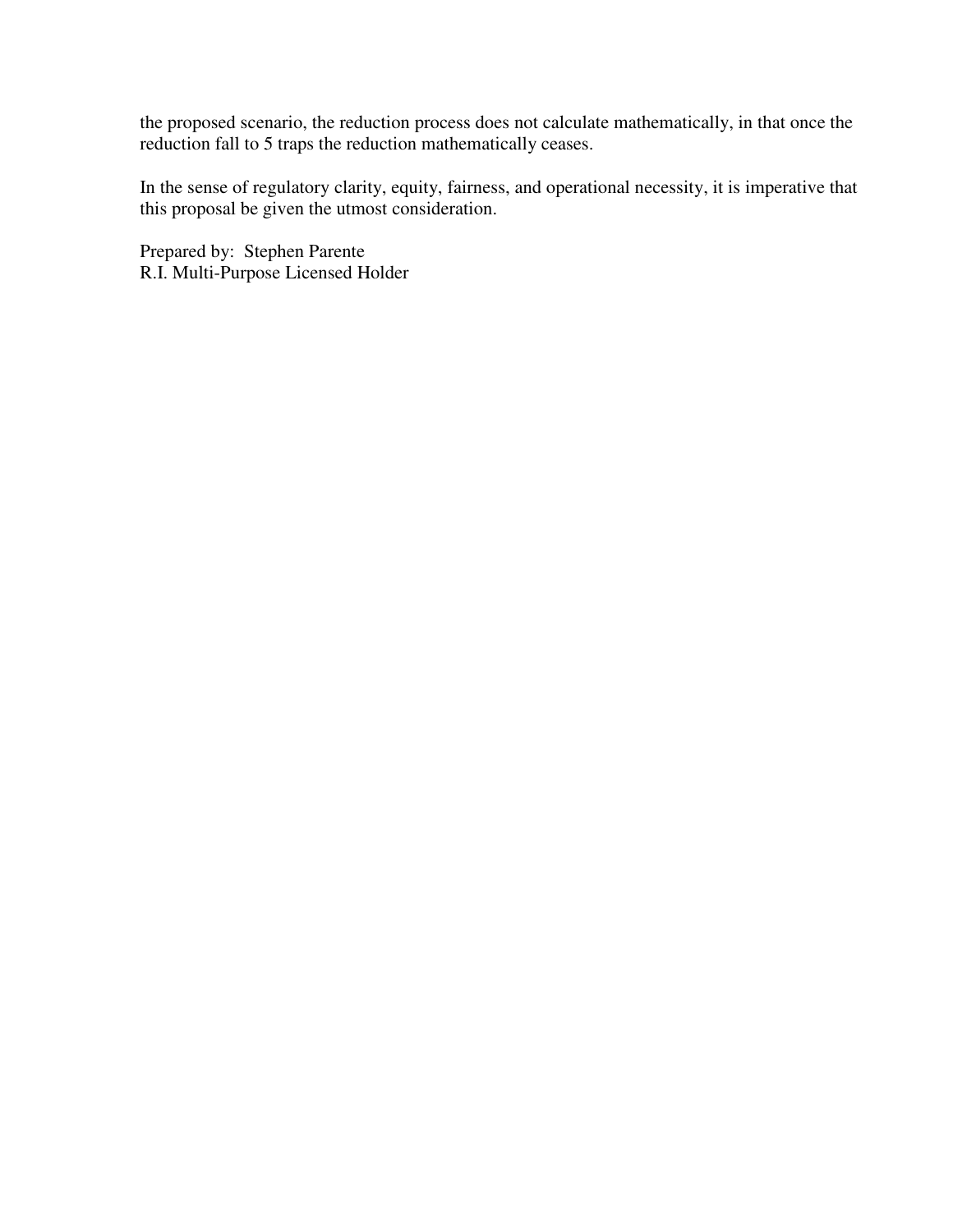the proposed scenario, the reduction process does not calculate mathematically, in that once the reduction fall to 5 traps the reduction mathematically ceases.

In the sense of regulatory clarity, equity, fairness, and operational necessity, it is imperative that this proposal be given the utmost consideration.

Prepared by: Stephen Parente
R.I. Multi-Purpose Licensed Holder